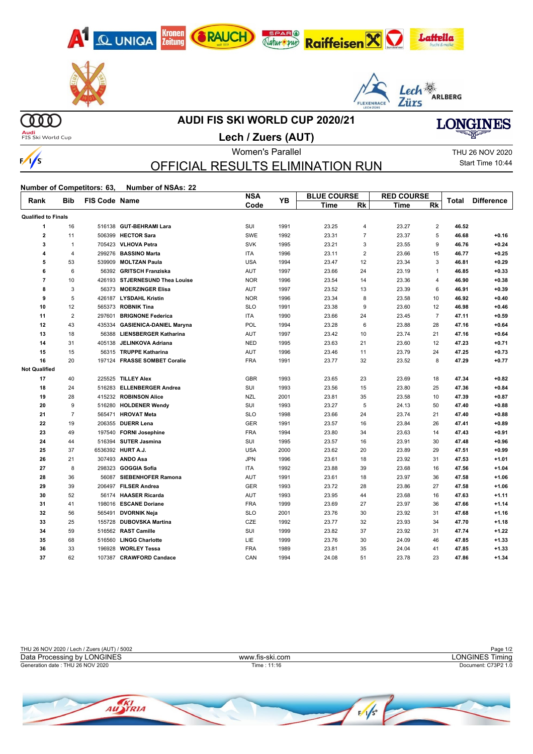# AUDI FIS SKI WORLD CUP 2020/21

## Lech / Zuers (AUT)

Women's Parallel

THU 26 NOV 2020

Start Time 10:44

## OFFICIAL RESULTS ELIMINATION RUN

**Number of Competitors: 63, Number of NSAs: 22**

| Rank | Bib | FIS Code | Name | NSA Code | YB | BLUE COURSE Time | BLUE COURSE Rk | RED COURSE Time | RED COURSE Rk | Total | Difference |
|---|---|---|---|---|---|---|---|---|---|---|---|
| **Qualified to Finals** | | | | | | | | | | | |
| 1 | 16 | 516138 | **GUT-BEHRAMI Lara** | SUI | 1991 | 23.25 | 4 | 23.27 | 2 | **46.52** | |
| 2 | 11 | 506399 | **HECTOR Sara** | SWE | 1992 | 23.31 | 7 | 23.37 | 5 | **46.68** | **+0.16** |
| 3 | 1 | 705423 | **VLHOVA Petra** | SVK | 1995 | 23.21 | 3 | 23.55 | 9 | **46.76** | **+0.24** |
| 4 | 4 | 299276 | **BASSINO Marta** | ITA | 1996 | 23.11 | 2 | 23.66 | 15 | **46.77** | **+0.25** |
| 5 | 53 | 539909 | **MOLTZAN Paula** | USA | 1994 | 23.47 | 12 | 23.34 | 3 | **46.81** | **+0.29** |
| 6 | 6 | 56392 | **GRITSCH Franziska** | AUT | 1997 | 23.66 | 24 | 23.19 | 1 | **46.85** | **+0.33** |
| 7 | 10 | 426193 | **STJERNESUND Thea Louise** | NOR | 1996 | 23.54 | 14 | 23.36 | 4 | **46.90** | **+0.38** |
| 8 | 3 | 56373 | **MOERZINGER Elisa** | AUT | 1997 | 23.52 | 13 | 23.39 | 6 | **46.91** | **+0.39** |
| 9 | 5 | 426187 | **LYSDAHL Kristin** | NOR | 1996 | 23.34 | 8 | 23.58 | 10 | **46.92** | **+0.40** |
| 10 | 12 | 565373 | **ROBNIK Tina** | SLO | 1991 | 23.38 | 9 | 23.60 | 12 | **46.98** | **+0.46** |
| 11 | 2 | 297601 | **BRIGNONE Federica** | ITA | 1990 | 23.66 | 24 | 23.45 | 7 | **47.11** | **+0.59** |
| 12 | 43 | 435334 | **GASIENICA-DANIEL Maryna** | POL | 1994 | 23.28 | 6 | 23.88 | 28 | **47.16** | **+0.64** |
| 13 | 18 | 56388 | **LIENSBERGER Katharina** | AUT | 1997 | 23.42 | 10 | 23.74 | 21 | **47.16** | **+0.64** |
| 14 | 31 | 405138 | **JELINKOVA Adriana** | NED | 1995 | 23.63 | 21 | 23.60 | 12 | **47.23** | **+0.71** |
| 15 | 15 | 56315 | **TRUPPE Katharina** | AUT | 1996 | 23.46 | 11 | 23.79 | 24 | **47.25** | **+0.73** |
| 16 | 20 | 197124 | **FRASSE SOMBET Coralie** | FRA | 1991 | 23.77 | 32 | 23.52 | 8 | **47.29** | **+0.77** |
| **Not Qualified** | | | | | | | | | | | |
| 17 | 40 | 225525 | **TILLEY Alex** | GBR | 1993 | 23.65 | 23 | 23.69 | 18 | **47.34** | **+0.82** |
| 18 | 24 | 516283 | **ELLENBERGER Andrea** | SUI | 1993 | 23.56 | 15 | 23.80 | 25 | **47.36** | **+0.84** |
| 19 | 28 | 415232 | **ROBINSON Alice** | NZL | 2001 | 23.81 | 35 | 23.58 | 10 | **47.39** | **+0.87** |
| 20 | 9 | 516280 | **HOLDENER Wendy** | SUI | 1993 | 23.27 | 5 | 24.13 | 50 | **47.40** | **+0.88** |
| 21 | 7 | 565471 | **HROVAT Meta** | SLO | 1998 | 23.66 | 24 | 23.74 | 21 | **47.40** | **+0.88** |
| 22 | 19 | 206355 | **DUERR Lena** | GER | 1991 | 23.57 | 16 | 23.84 | 26 | **47.41** | **+0.89** |
| 23 | 49 | 197540 | **FORNI Josephine** | FRA | 1994 | 23.80 | 34 | 23.63 | 14 | **47.43** | **+0.91** |
| 24 | 44 | 516394 | **SUTER Jasmina** | SUI | 1995 | 23.57 | 16 | 23.91 | 30 | **47.48** | **+0.96** |
| 25 | 37 | 6536392 | **HURT A.J.** | USA | 2000 | 23.62 | 20 | 23.89 | 29 | **47.51** | **+0.99** |
| 26 | 21 | 307493 | **ANDO Asa** | JPN | 1996 | 23.61 | 18 | 23.92 | 31 | **47.53** | **+1.01** |
| 27 | 8 | 298323 | **GOGGIA Sofia** | ITA | 1992 | 23.88 | 39 | 23.68 | 16 | **47.56** | **+1.04** |
| 28 | 36 | 56087 | **SIEBENHOFER Ramona** | AUT | 1991 | 23.61 | 18 | 23.97 | 36 | **47.58** | **+1.06** |
| 29 | 39 | 206497 | **FILSER Andrea** | GER | 1993 | 23.72 | 28 | 23.86 | 27 | **47.58** | **+1.06** |
| 30 | 52 | 56174 | **HAASER Ricarda** | AUT | 1993 | 23.95 | 44 | 23.68 | 16 | **47.63** | **+1.11** |
| 31 | 41 | 198016 | **ESCANE Doriane** | FRA | 1999 | 23.69 | 27 | 23.97 | 36 | **47.66** | **+1.14** |
| 32 | 56 | 565491 | **DVORNIK Neja** | SLO | 2001 | 23.76 | 30 | 23.92 | 31 | **47.68** | **+1.16** |
| 33 | 25 | 155728 | **DUBOVSKA Martina** | CZE | 1992 | 23.77 | 32 | 23.93 | 34 | **47.70** | **+1.18** |
| 34 | 59 | 516562 | **RAST Camille** | SUI | 1999 | 23.82 | 37 | 23.92 | 31 | **47.74** | **+1.22** |
| 35 | 68 | 516560 | **LINGG Charlotte** | LIE | 1999 | 23.76 | 30 | 24.09 | 46 | **47.85** | **+1.33** |
| 36 | 33 | 196928 | **WORLEY Tessa** | FRA | 1989 | 23.81 | 35 | 24.04 | 41 | **47.85** | **+1.33** |
| 37 | 62 | 107387 | **CRAWFORD Candace** | CAN | 1994 | 24.08 | 51 | 23.78 | 23 | **47.86** | **+1.34** |

THU 26 NOV 2020 / Lech / Zuers (AUT) / 5002

Data Processing by LONGINES — www.fis-ski.com — LONGINES Timing

Generation date : THU 26 NOV 2020 — Time : 11:16 — Document: C73P2 1.0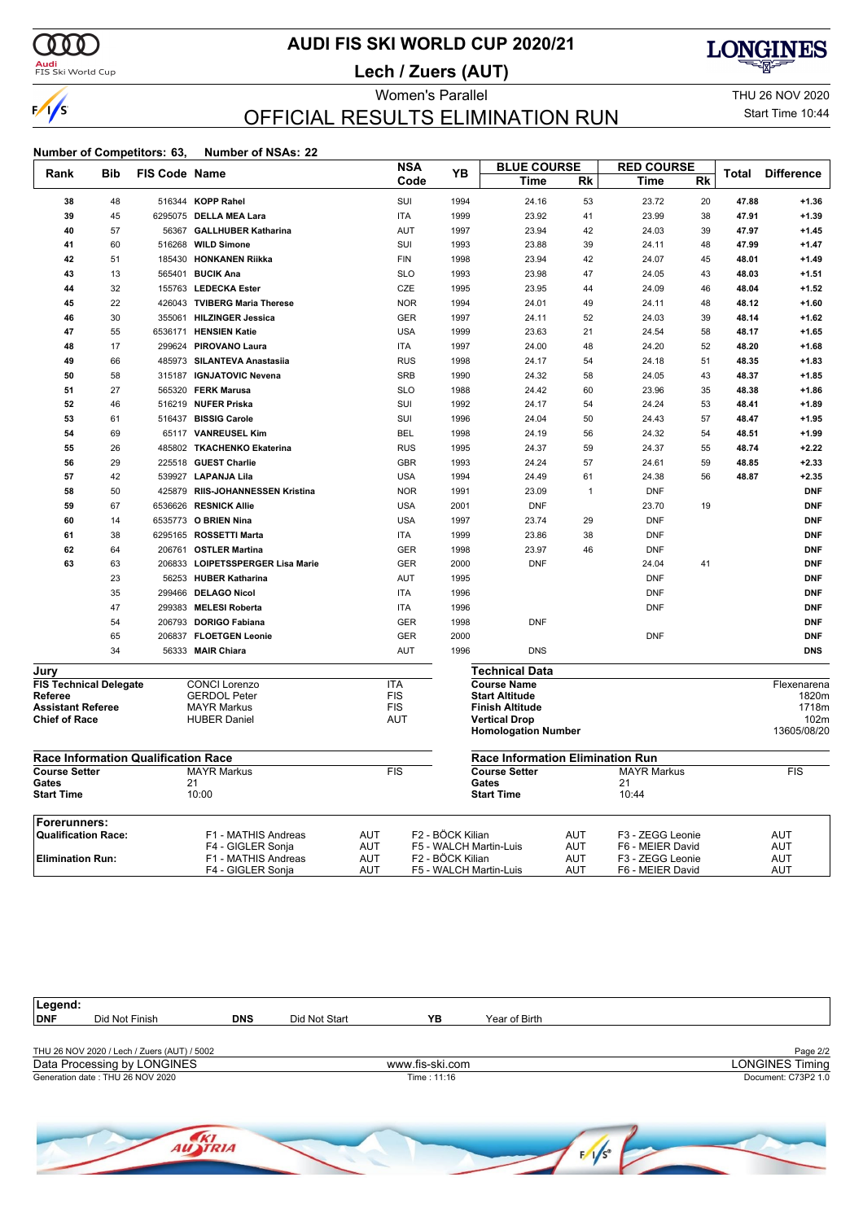# AUDI FIS SKI WORLD CUP 2020/21

## Lech / Zuers (AUT)

Women's Parallel

THU 26 NOV 2020

# OFFICIAL RESULTS ELIMINATION RUN

Start Time 10:44

**Number of Competitors: 63, Number of NSAs: 22**

| Rank | Bib | FIS Code | Name | NSA Code | YB | BLUE COURSE Time | Rk | RED COURSE Time | Rk | Total | Difference |
|---|---|---|---|---|---|---|---|---|---|---|---|
| 38 | 48 | 516344 | KOPP Rahel | SUI | 1994 | 24.16 | 53 | 23.72 | 20 | 47.88 | +1.36 |
| 39 | 45 | 6295075 | DELLA MEA Lara | ITA | 1999 | 23.92 | 41 | 23.99 | 38 | 47.91 | +1.39 |
| 40 | 57 | 56367 | GALLHUBER Katharina | AUT | 1997 | 23.94 | 42 | 24.03 | 39 | 47.97 | +1.45 |
| 41 | 60 | 516268 | WILD Simone | SUI | 1993 | 23.88 | 39 | 24.11 | 48 | 47.99 | +1.47 |
| 42 | 51 | 185430 | HONKANEN Riikka | FIN | 1998 | 23.94 | 42 | 24.07 | 45 | 48.01 | +1.49 |
| 43 | 13 | 565401 | BUCIK Ana | SLO | 1993 | 23.98 | 47 | 24.05 | 43 | 48.03 | +1.51 |
| 44 | 32 | 155763 | LEDECKA Ester | CZE | 1995 | 23.95 | 44 | 24.09 | 46 | 48.04 | +1.52 |
| 45 | 22 | 426043 | TVIBERG Maria Therese | NOR | 1994 | 24.01 | 49 | 24.11 | 48 | 48.12 | +1.60 |
| 46 | 30 | 355061 | HILZINGER Jessica | GER | 1997 | 24.11 | 52 | 24.03 | 39 | 48.14 | +1.62 |
| 47 | 55 | 6536171 | HENSIEN Katie | USA | 1999 | 23.63 | 21 | 24.54 | 58 | 48.17 | +1.65 |
| 48 | 17 | 299624 | PIROVANO Laura | ITA | 1997 | 24.00 | 48 | 24.20 | 52 | 48.20 | +1.68 |
| 49 | 66 | 485973 | SILANTEVA Anastasiia | RUS | 1998 | 24.17 | 54 | 24.18 | 51 | 48.35 | +1.83 |
| 50 | 58 | 315187 | IGNJATOVIC Nevena | SRB | 1990 | 24.32 | 58 | 24.05 | 43 | 48.37 | +1.85 |
| 51 | 27 | 565320 | FERK Marusa | SLO | 1988 | 24.42 | 60 | 23.96 | 35 | 48.38 | +1.86 |
| 52 | 46 | 516219 | NUFER Priska | SUI | 1992 | 24.17 | 54 | 24.24 | 53 | 48.41 | +1.89 |
| 53 | 61 | 516437 | BISSIG Carole | SUI | 1996 | 24.04 | 50 | 24.43 | 57 | 48.47 | +1.95 |
| 54 | 69 | 65117 | VANREUSEL Kim | BEL | 1998 | 24.19 | 56 | 24.32 | 54 | 48.51 | +1.99 |
| 55 | 26 | 485802 | TKACHENKO Ekaterina | RUS | 1995 | 24.37 | 59 | 24.37 | 55 | 48.74 | +2.22 |
| 56 | 29 | 225518 | GUEST Charlie | GBR | 1993 | 24.24 | 57 | 24.61 | 59 | 48.85 | +2.33 |
| 57 | 42 | 539927 | LAPANJA Lila | USA | 1994 | 24.49 | 61 | 24.38 | 56 | 48.87 | +2.35 |
| 58 | 50 | 425879 | RIIS-JOHANNESSEN Kristina | NOR | 1991 | 23.09 | 1 | DNF | | | DNF |
| 59 | 67 | 6536626 | RESNICK Allie | USA | 2001 | DNF | | 23.70 | 19 | | DNF |
| 60 | 14 | 6535773 | O BRIEN Nina | USA | 1997 | 23.74 | 29 | DNF | | | DNF |
| 61 | 38 | 6295165 | ROSSETTI Marta | ITA | 1999 | 23.86 | 38 | DNF | | | DNF |
| 62 | 64 | 206761 | OSTLER Martina | GER | 1998 | 23.97 | 46 | DNF | | | DNF |
| 63 | 63 | 206833 | LOIPETSSPERGER Lisa Marie | GER | 2000 | DNF | | 24.04 | 41 | | DNF |
| | 23 | 56253 | HUBER Katharina | AUT | 1995 | | | DNF | | | DNF |
| | 35 | 299466 | DELAGO Nicol | ITA | 1996 | | | DNF | | | DNF |
| | 47 | 299383 | MELESI Roberta | ITA | 1996 | | | DNF | | | DNF |
| | 54 | 206793 | DORIGO Fabiana | GER | 1998 | DNF | | | | | DNF |
| | 65 | 206837 | FLOETGEN Leonie | GER | 2000 | | | DNF | | | DNF |
| | 34 | 56333 | MAIR Chiara | AUT | 1996 | DNS | | | | | DNS |

### Jury

| | | |
|---|---|---|
| **FIS Technical Delegate** | CONCI Lorenzo | ITA |
| **Referee** | GERDOL Peter | FIS |
| **Assistant Referee** | MAYR Markus | FIS |
| **Chief of Race** | HUBER Daniel | AUT |

### Technical Data

| | |
|---|---|
| **Course Name** | Flexenarena |
| **Start Altitude** | 1820m |
| **Finish Altitude** | 1718m |
| **Vertical Drop** | 102m |
| **Homologation Number** | 13605/08/20 |

### Race Information Qualification Race

| | | |
|---|---|---|
| **Course Setter** | MAYR Markus | FIS |
| **Gates** | 21 | |
| **Start Time** | 10:00 | |

### Race Information Elimination Run

| | | |
|---|---|---|
| **Course Setter** | MAYR Markus | FIS |
| **Gates** | 21 | |
| **Start Time** | 10:44 | |

### Forerunners:

| | | | | | | |
|---|---|---|---|---|---|---|
| **Qualification Race:** | F1 - MATHIS Andreas | AUT | F2 - BÖCK Kilian | AUT | F3 - ZEGG Leonie | AUT |
| | F4 - GIGLER Sonja | AUT | F5 - WALCH Martin-Luis | AUT | F6 - MEIER David | AUT |
| **Elimination Run:** | F1 - MATHIS Andreas | AUT | F2 - BÖCK Kilian | AUT | F3 - ZEGG Leonie | AUT |
| | F4 - GIGLER Sonja | AUT | F5 - WALCH Martin-Luis | AUT | F6 - MEIER David | AUT |

**Legend:**

**DNF** Did Not Finish **DNS** Did Not Start **YB** Year of Birth

THU 26 NOV 2020 / Lech / Zuers (AUT) / 5002

Data Processing by LONGINES — www.fis-ski.com — LONGINES Timing

Generation date : THU 26 NOV 2020 — Time : 11:16 — Document: C73P2 1.0